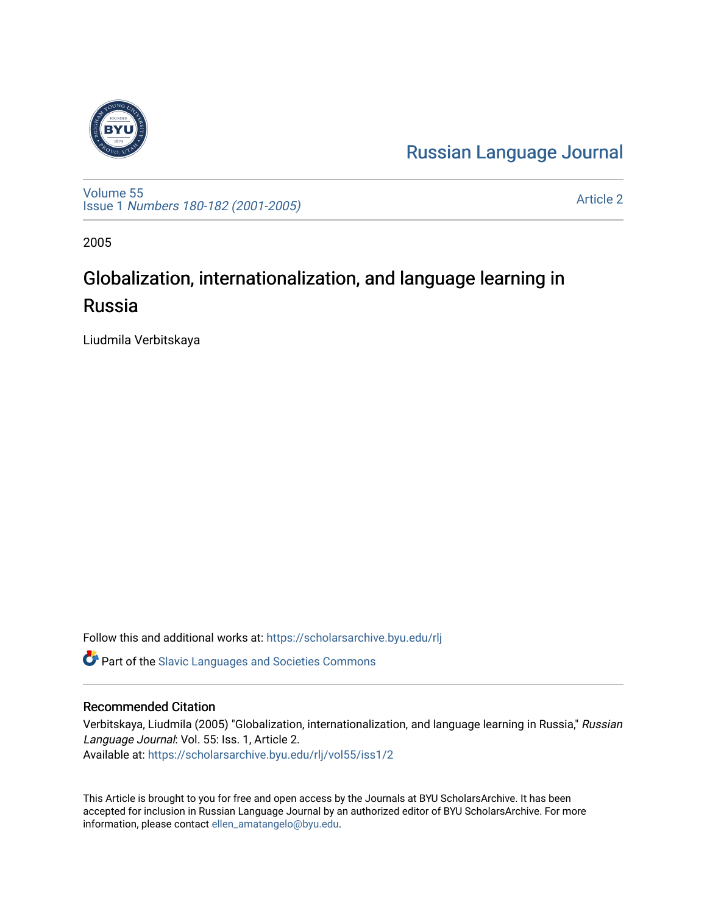Russian Language Journal

Volume 55
Issue 1 *Numbers 180-182 (2001-2005)*

Article 2

2005

# Globalization, internationalization, and language learning in Russia

Liudmila Verbitskaya

Follow this and additional works at: https://scholarsarchive.byu.edu/rlj

Part of the Slavic Languages and Societies Commons

## Recommended Citation

Verbitskaya, Liudmila (2005) "Globalization, internationalization, and language learning in Russia," *Russian Language Journal*: Vol. 55: Iss. 1, Article 2.
Available at: https://scholarsarchive.byu.edu/rlj/vol55/iss1/2

This Article is brought to you for free and open access by the Journals at BYU ScholarsArchive. It has been accepted for inclusion in Russian Language Journal by an authorized editor of BYU ScholarsArchive. For more information, please contact ellen_amatangelo@byu.edu.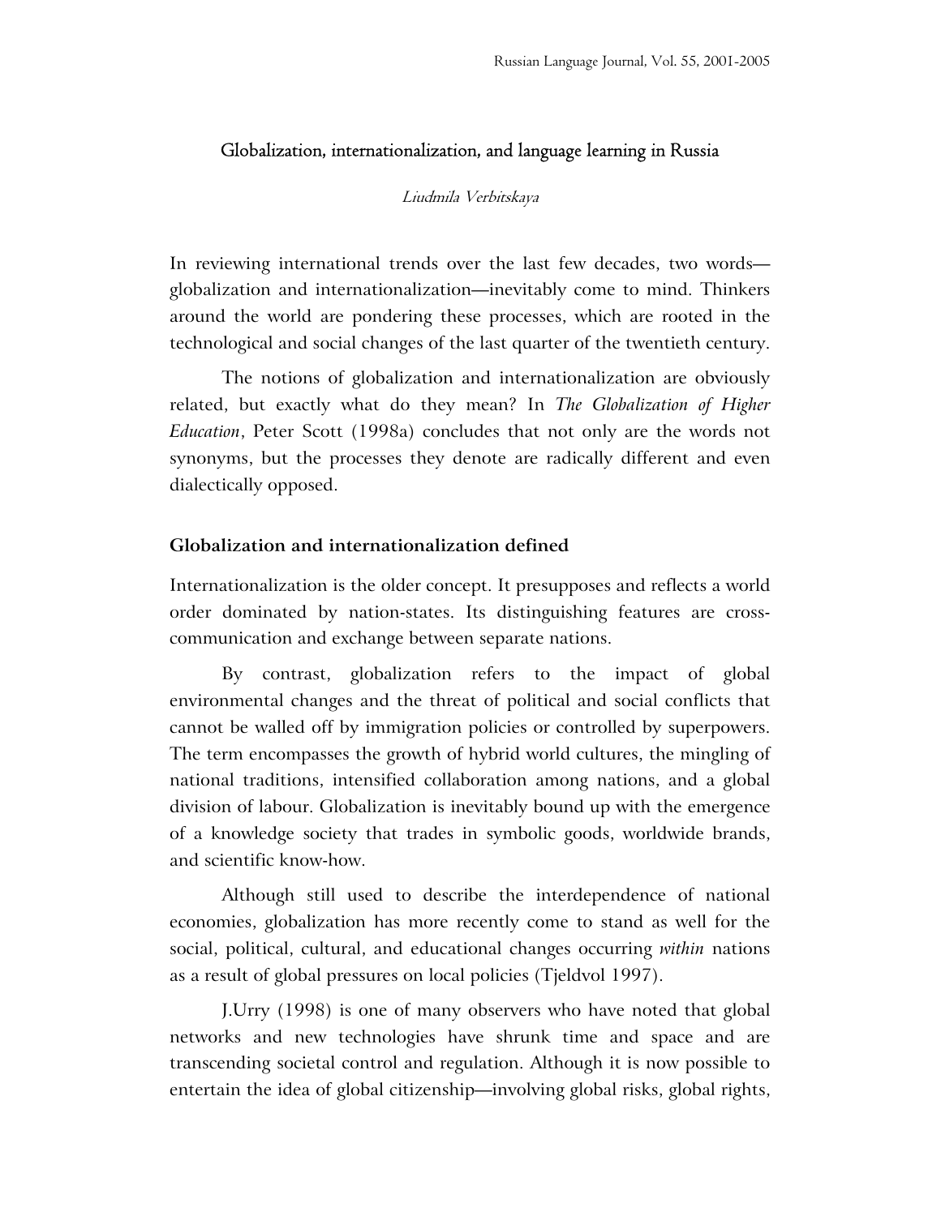# Globalization, internationalization, and language learning in Russia

*Liudmila Verbitskaya*

In reviewing international trends over the last few decades, two words—globalization and internationalization—inevitably come to mind. Thinkers around the world are pondering these processes, which are rooted in the technological and social changes of the last quarter of the twentieth century.

The notions of globalization and internationalization are obviously related, but exactly what do they mean? In *The Globalization of Higher Education*, Peter Scott (1998a) concludes that not only are the words not synonyms, but the processes they denote are radically different and even dialectically opposed.

## Globalization and internationalization defined

Internationalization is the older concept. It presupposes and reflects a world order dominated by nation-states. Its distinguishing features are cross-communication and exchange between separate nations.

By contrast, globalization refers to the impact of global environmental changes and the threat of political and social conflicts that cannot be walled off by immigration policies or controlled by superpowers. The term encompasses the growth of hybrid world cultures, the mingling of national traditions, intensified collaboration among nations, and a global division of labour. Globalization is inevitably bound up with the emergence of a knowledge society that trades in symbolic goods, worldwide brands, and scientific know-how.

Although still used to describe the interdependence of national economies, globalization has more recently come to stand as well for the social, political, cultural, and educational changes occurring *within* nations as a result of global pressures on local policies (Tjeldvol 1997).

J.Urry (1998) is one of many observers who have noted that global networks and new technologies have shrunk time and space and are transcending societal control and regulation. Although it is now possible to entertain the idea of global citizenship—involving global risks, global rights,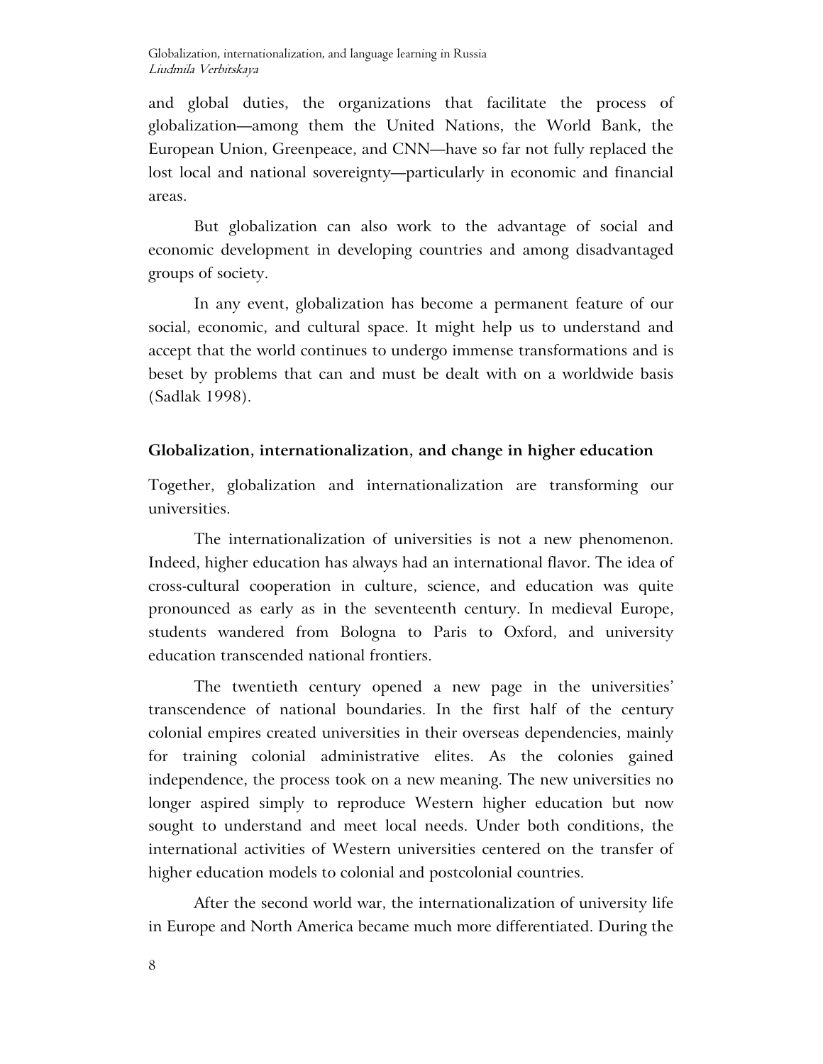and global duties, the organizations that facilitate the process of globalization—among them the United Nations, the World Bank, the European Union, Greenpeace, and CNN—have so far not fully replaced the lost local and national sovereignty—particularly in economic and financial areas.

But globalization can also work to the advantage of social and economic development in developing countries and among disadvantaged groups of society.

In any event, globalization has become a permanent feature of our social, economic, and cultural space. It might help us to understand and accept that the world continues to undergo immense transformations and is beset by problems that can and must be dealt with on a worldwide basis (Sadlak 1998).

## Globalization, internationalization, and change in higher education

Together, globalization and internationalization are transforming our universities.

The internationalization of universities is not a new phenomenon. Indeed, higher education has always had an international flavor. The idea of cross-cultural cooperation in culture, science, and education was quite pronounced as early as in the seventeenth century. In medieval Europe, students wandered from Bologna to Paris to Oxford, and university education transcended national frontiers.

The twentieth century opened a new page in the universities' transcendence of national boundaries. In the first half of the century colonial empires created universities in their overseas dependencies, mainly for training colonial administrative elites. As the colonies gained independence, the process took on a new meaning. The new universities no longer aspired simply to reproduce Western higher education but now sought to understand and meet local needs. Under both conditions, the international activities of Western universities centered on the transfer of higher education models to colonial and postcolonial countries.

After the second world war, the internationalization of university life in Europe and North America became much more differentiated. During the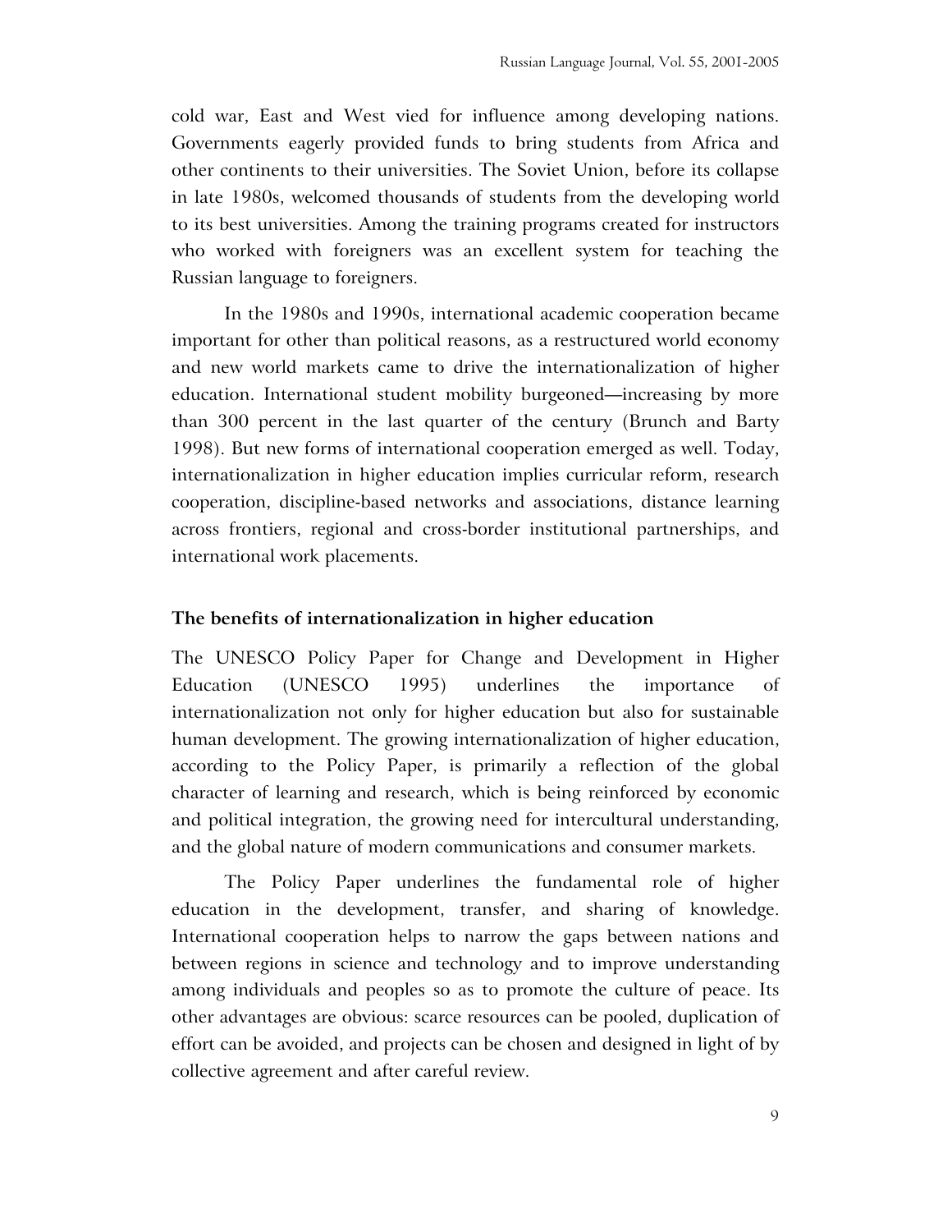cold war, East and West vied for influence among developing nations. Governments eagerly provided funds to bring students from Africa and other continents to their universities. The Soviet Union, before its collapse in late 1980s, welcomed thousands of students from the developing world to its best universities. Among the training programs created for instructors who worked with foreigners was an excellent system for teaching the Russian language to foreigners.

In the 1980s and 1990s, international academic cooperation became important for other than political reasons, as a restructured world economy and new world markets came to drive the internationalization of higher education. International student mobility burgeoned—increasing by more than 300 percent in the last quarter of the century (Brunch and Barty 1998). But new forms of international cooperation emerged as well. Today, internationalization in higher education implies curricular reform, research cooperation, discipline-based networks and associations, distance learning across frontiers, regional and cross-border institutional partnerships, and international work placements.

## The benefits of internationalization in higher education

The UNESCO Policy Paper for Change and Development in Higher Education (UNESCO 1995) underlines the importance of internationalization not only for higher education but also for sustainable human development. The growing internationalization of higher education, according to the Policy Paper, is primarily a reflection of the global character of learning and research, which is being reinforced by economic and political integration, the growing need for intercultural understanding, and the global nature of modern communications and consumer markets.

The Policy Paper underlines the fundamental role of higher education in the development, transfer, and sharing of knowledge. International cooperation helps to narrow the gaps between nations and between regions in science and technology and to improve understanding among individuals and peoples so as to promote the culture of peace. Its other advantages are obvious: scarce resources can be pooled, duplication of effort can be avoided, and projects can be chosen and designed in light of by collective agreement and after careful review.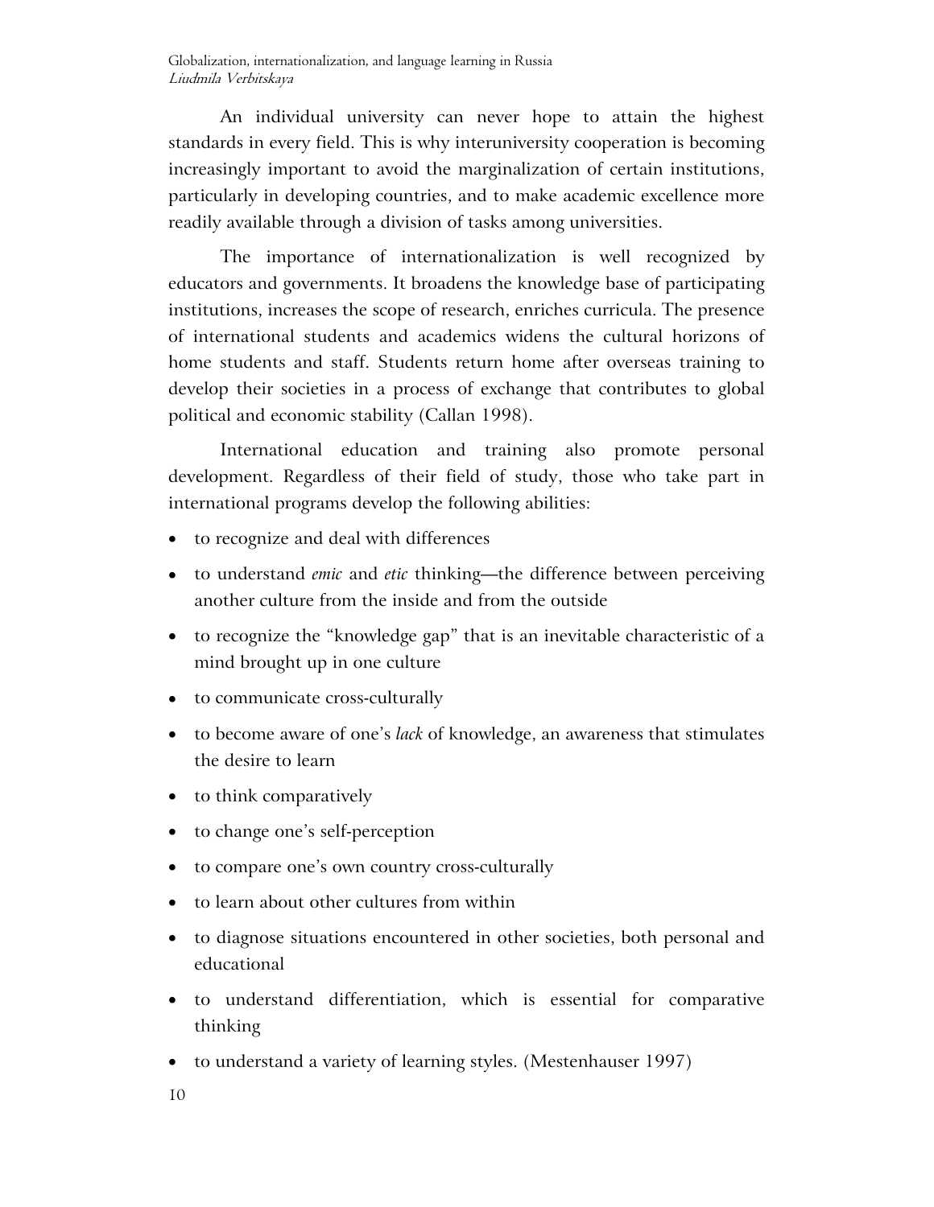An individual university can never hope to attain the highest standards in every field. This is why interuniversity cooperation is becoming increasingly important to avoid the marginalization of certain institutions, particularly in developing countries, and to make academic excellence more readily available through a division of tasks among universities.

The importance of internationalization is well recognized by educators and governments. It broadens the knowledge base of participating institutions, increases the scope of research, enriches curricula. The presence of international students and academics widens the cultural horizons of home students and staff. Students return home after overseas training to develop their societies in a process of exchange that contributes to global political and economic stability (Callan 1998).

International education and training also promote personal development. Regardless of their field of study, those who take part in international programs develop the following abilities:

- to recognize and deal with differences
- to understand *emic* and *etic* thinking—the difference between perceiving another culture from the inside and from the outside
- to recognize the "knowledge gap" that is an inevitable characteristic of a mind brought up in one culture
- to communicate cross-culturally
- to become aware of one's *lack* of knowledge, an awareness that stimulates the desire to learn
- to think comparatively
- to change one's self-perception
- to compare one's own country cross-culturally
- to learn about other cultures from within
- to diagnose situations encountered in other societies, both personal and educational
- to understand differentiation, which is essential for comparative thinking
- to understand a variety of learning styles. (Mestenhauser 1997)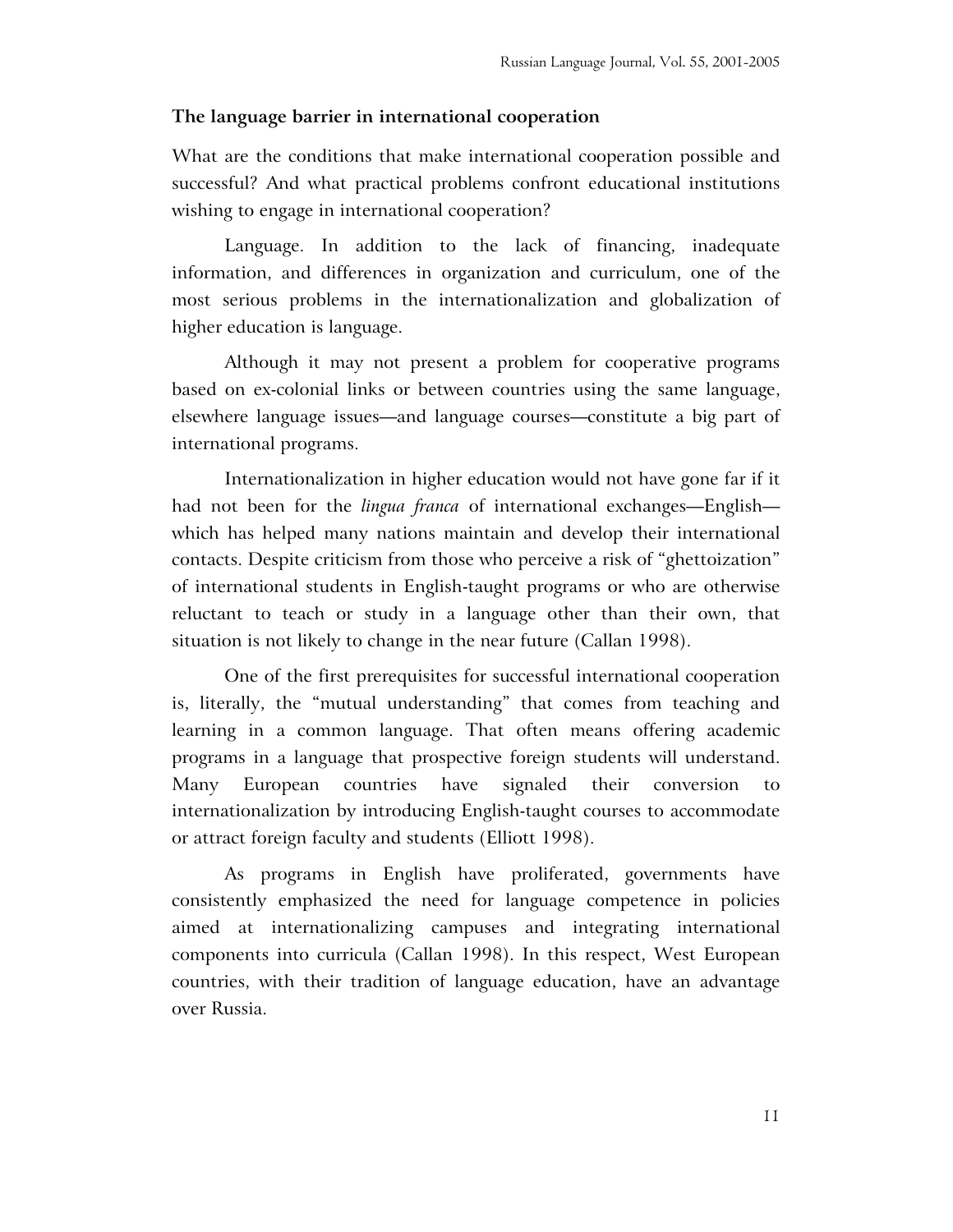**The language barrier in international cooperation**

What are the conditions that make international cooperation possible and successful? And what practical problems confront educational institutions wishing to engage in international cooperation?

Language. In addition to the lack of financing, inadequate information, and differences in organization and curriculum, one of the most serious problems in the internationalization and globalization of higher education is language.

Although it may not present a problem for cooperative programs based on ex-colonial links or between countries using the same language, elsewhere language issues—and language courses—constitute a big part of international programs.

Internationalization in higher education would not have gone far if it had not been for the *lingua franca* of international exchanges—English—which has helped many nations maintain and develop their international contacts. Despite criticism from those who perceive a risk of "ghettoization" of international students in English-taught programs or who are otherwise reluctant to teach or study in a language other than their own, that situation is not likely to change in the near future (Callan 1998).

One of the first prerequisites for successful international cooperation is, literally, the "mutual understanding" that comes from teaching and learning in a common language. That often means offering academic programs in a language that prospective foreign students will understand. Many European countries have signaled their conversion to internationalization by introducing English-taught courses to accommodate or attract foreign faculty and students (Elliott 1998).

As programs in English have proliferated, governments have consistently emphasized the need for language competence in policies aimed at internationalizing campuses and integrating international components into curricula (Callan 1998). In this respect, West European countries, with their tradition of language education, have an advantage over Russia.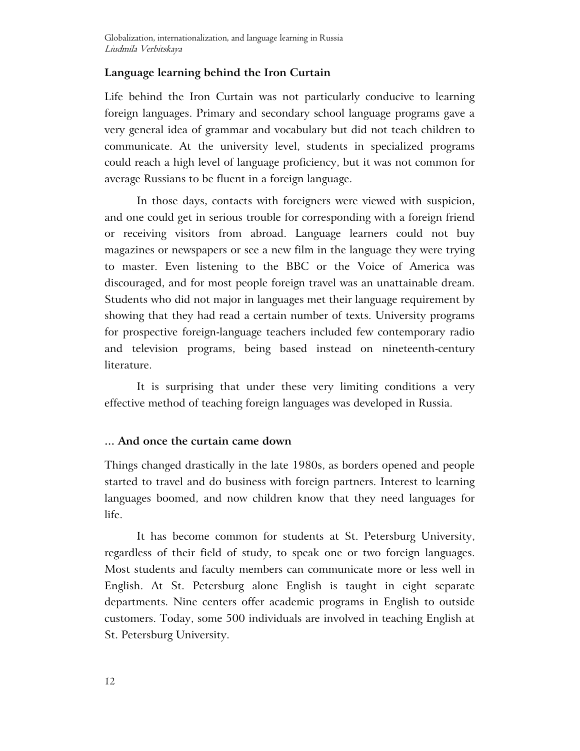## Language learning behind the Iron Curtain

Life behind the Iron Curtain was not particularly conducive to learning foreign languages. Primary and secondary school language programs gave a very general idea of grammar and vocabulary but did not teach children to communicate. At the university level, students in specialized programs could reach a high level of language proficiency, but it was not common for average Russians to be fluent in a foreign language.

In those days, contacts with foreigners were viewed with suspicion, and one could get in serious trouble for corresponding with a foreign friend or receiving visitors from abroad. Language learners could not buy magazines or newspapers or see a new film in the language they were trying to master. Even listening to the BBC or the Voice of America was discouraged, and for most people foreign travel was an unattainable dream. Students who did not major in languages met their language requirement by showing that they had read a certain number of texts. University programs for prospective foreign-language teachers included few contemporary radio and television programs, being based instead on nineteenth-century literature.

It is surprising that under these very limiting conditions a very effective method of teaching foreign languages was developed in Russia.

## … And once the curtain came down

Things changed drastically in the late 1980s, as borders opened and people started to travel and do business with foreign partners. Interest to learning languages boomed, and now children know that they need languages for life.

It has become common for students at St. Petersburg University, regardless of their field of study, to speak one or two foreign languages. Most students and faculty members can communicate more or less well in English. At St. Petersburg alone English is taught in eight separate departments. Nine centers offer academic programs in English to outside customers. Today, some 500 individuals are involved in teaching English at St. Petersburg University.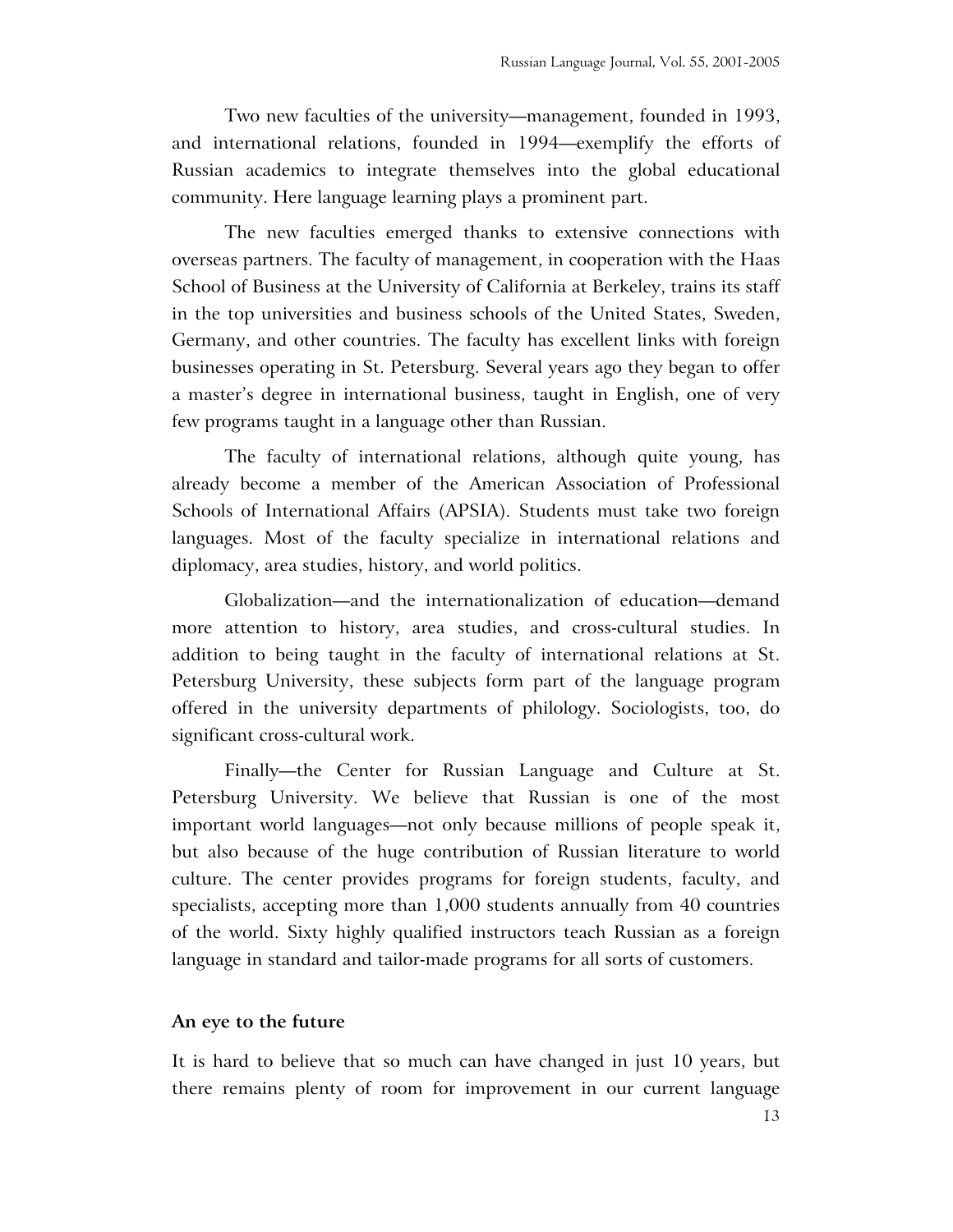Two new faculties of the university—management, founded in 1993, and international relations, founded in 1994—exemplify the efforts of Russian academics to integrate themselves into the global educational community. Here language learning plays a prominent part.

The new faculties emerged thanks to extensive connections with overseas partners. The faculty of management, in cooperation with the Haas School of Business at the University of California at Berkeley, trains its staff in the top universities and business schools of the United States, Sweden, Germany, and other countries. The faculty has excellent links with foreign businesses operating in St. Petersburg. Several years ago they began to offer a master's degree in international business, taught in English, one of very few programs taught in a language other than Russian.

The faculty of international relations, although quite young, has already become a member of the American Association of Professional Schools of International Affairs (APSIA). Students must take two foreign languages. Most of the faculty specialize in international relations and diplomacy, area studies, history, and world politics.

Globalization—and the internationalization of education—demand more attention to history, area studies, and cross-cultural studies. In addition to being taught in the faculty of international relations at St. Petersburg University, these subjects form part of the language program offered in the university departments of philology. Sociologists, too, do significant cross-cultural work.

Finally—the Center for Russian Language and Culture at St. Petersburg University. We believe that Russian is one of the most important world languages—not only because millions of people speak it, but also because of the huge contribution of Russian literature to world culture. The center provides programs for foreign students, faculty, and specialists, accepting more than 1,000 students annually from 40 countries of the world. Sixty highly qualified instructors teach Russian as a foreign language in standard and tailor-made programs for all sorts of customers.

## An eye to the future

It is hard to believe that so much can have changed in just 10 years, but there remains plenty of room for improvement in our current language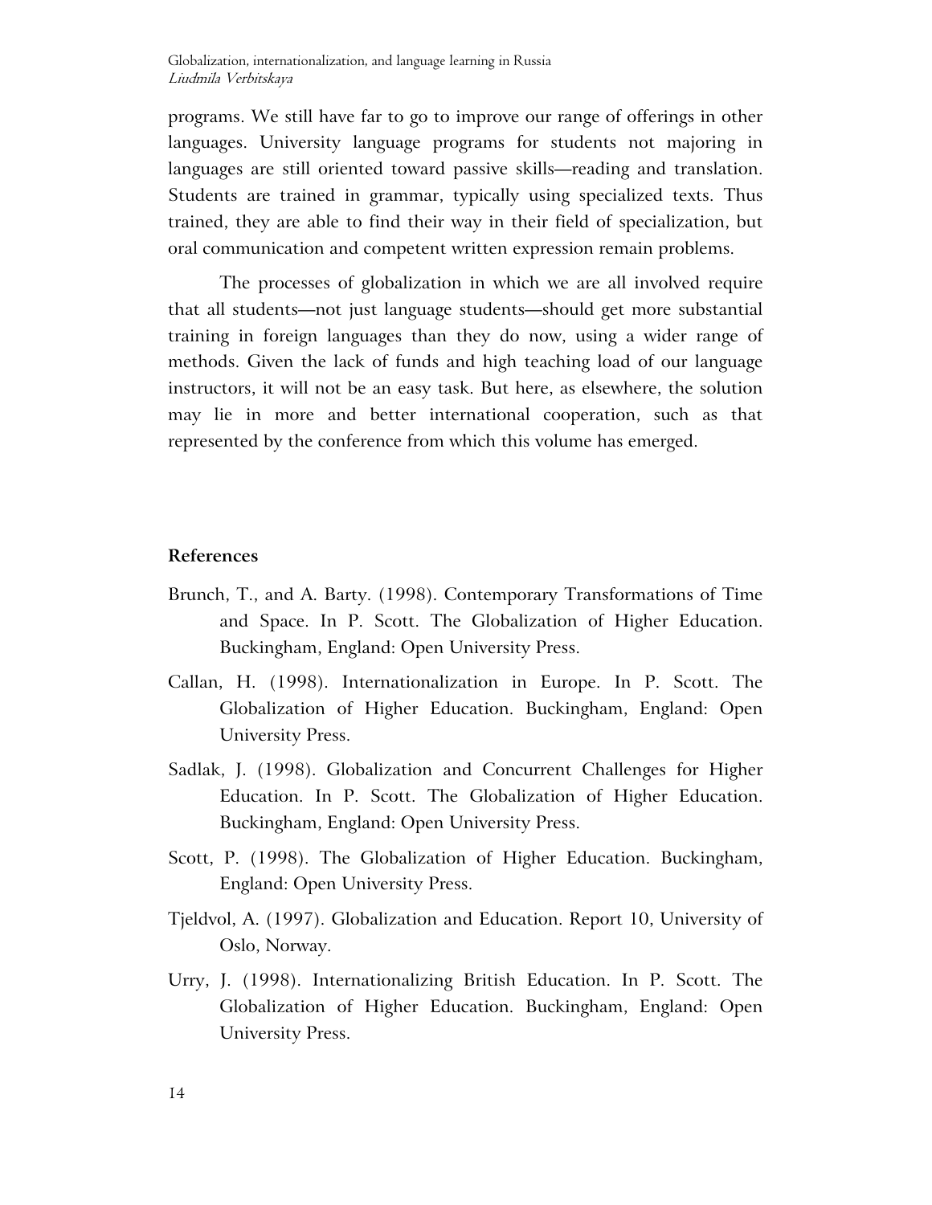programs. We still have far to go to improve our range of offerings in other languages. University language programs for students not majoring in languages are still oriented toward passive skills—reading and translation. Students are trained in grammar, typically using specialized texts. Thus trained, they are able to find their way in their field of specialization, but oral communication and competent written expression remain problems.

The processes of globalization in which we are all involved require that all students—not just language students—should get more substantial training in foreign languages than they do now, using a wider range of methods. Given the lack of funds and high teaching load of our language instructors, it will not be an easy task. But here, as elsewhere, the solution may lie in more and better international cooperation, such as that represented by the conference from which this volume has emerged.

## References

Brunch, T., and A. Barty. (1998). Contemporary Transformations of Time and Space. In P. Scott. The Globalization of Higher Education. Buckingham, England: Open University Press.

Callan, H. (1998). Internationalization in Europe. In P. Scott. The Globalization of Higher Education. Buckingham, England: Open University Press.

Sadlak, J. (1998). Globalization and Concurrent Challenges for Higher Education. In P. Scott. The Globalization of Higher Education. Buckingham, England: Open University Press.

Scott, P. (1998). The Globalization of Higher Education. Buckingham, England: Open University Press.

Tjeldvol, A. (1997). Globalization and Education. Report 10, University of Oslo, Norway.

Urry, J. (1998). Internationalizing British Education. In P. Scott. The Globalization of Higher Education. Buckingham, England: Open University Press.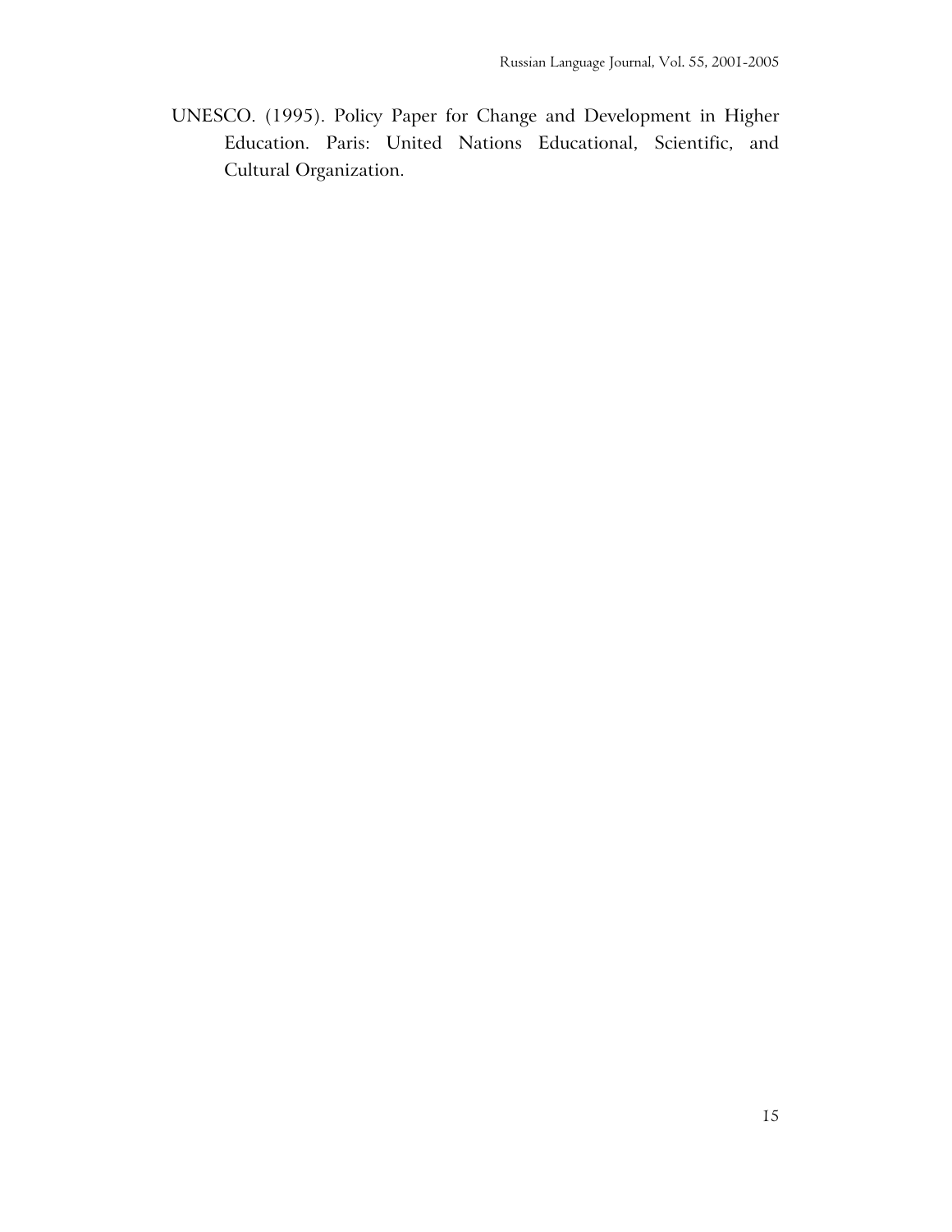UNESCO. (1995). Policy Paper for Change and Development in Higher Education. Paris: United Nations Educational, Scientific, and Cultural Organization.